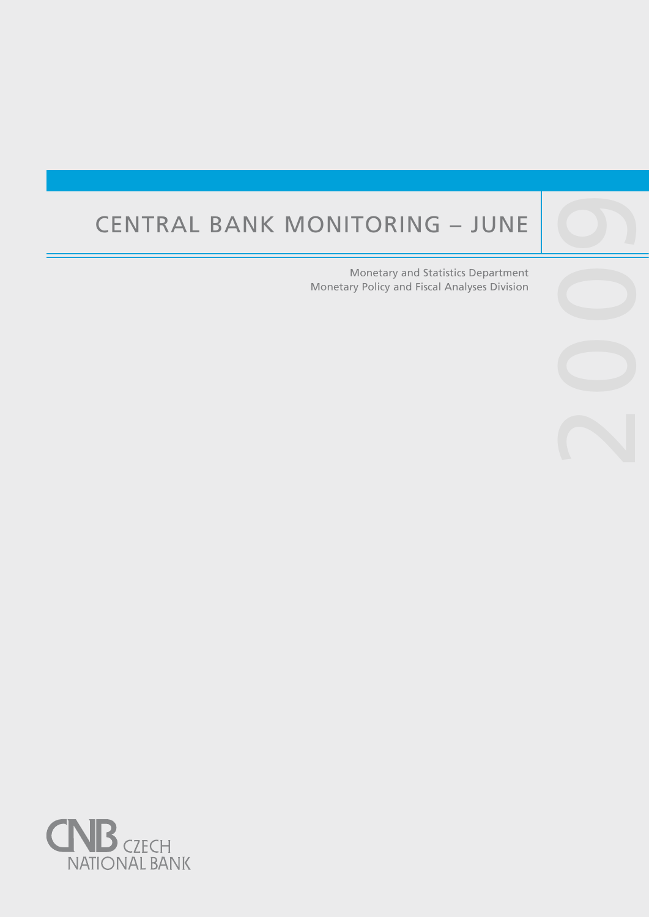# CENTRAL BANK MONITORING – JUNE 2009

Monetary and Statistics Department
Monetary Policy and Fiscal Analyses Division

CNB CZECH NATIONAL BANK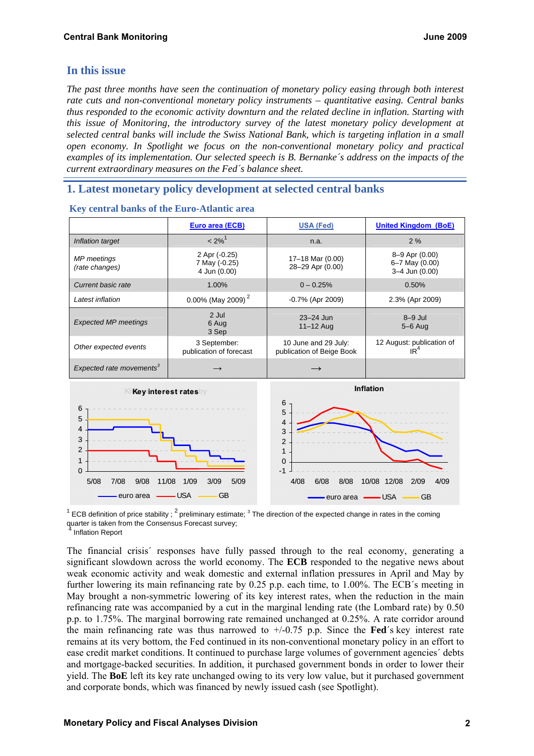## In this issue

*The past three months have seen the continuation of monetary policy easing through both interest rate cuts and non-conventional monetary policy instruments – quantitative easing. Central banks thus responded to the economic activity downturn and the related decline in inflation. Starting with this issue of Monitoring, the introductory survey of the latest monetary policy development at selected central banks will include the Swiss National Bank, which is targeting inflation in a small open economy. In Spotlight we focus on the non-conventional monetary policy and practical examples of its implementation. Our selected speech is B. Bernanke´s address on the impacts of the current extraordinary measures on the Fed´s balance sheet.*

## 1. Latest monetary policy development at selected central banks

### Key central banks of the Euro-Atlantic area

| | Euro area (ECB) | USA (Fed) | United Kingdom (BoE) |
|---|---|---|---|
| *Inflation target* | < 2%[1] | n.a. | 2 % |
| *MP meetings (rate changes)* | 2 Apr (-0.25)<br>7 May (-0.25)<br>4 Jun (0.00) | 17–18 Mar (0.00)<br>28–29 Apr (0.00) | 8–9 Apr (0.00)<br>6–7 May (0.00)<br>3–4 Jun (0.00) |
| *Current basic rate* | 1.00% | 0 – 0.25% | 0.50% |
| *Latest inflation* | 0.00% (May 2009)[2] | -0.7% (Apr 2009) | 2.3% (Apr 2009) |
| *Expected MP meetings* | 2 Jul<br>6 Aug<br>3 Sep | 23–24 Jun<br>11–12 Aug | 8–9 Jul<br>5–6 Aug |
| *Other expected events* | 3 September: publication of forecast | 10 June and 29 July: publication of Beige Book | 12 August: publication of IR[4] |
| *Expected rate movements*[3] | → | → | |

Key interest rates

Inflation

[1] ECB definition of price stability; [2] preliminary estimate; [3] The direction of the expected change in rates in the coming quarter is taken from the Consensus Forecast survey; [4] Inflation Report

The financial crisis´ responses have fully passed through to the real economy, generating a significant slowdown across the world economy. The **ECB** responded to the negative news about weak economic activity and weak domestic and external inflation pressures in April and May by further lowering its main refinancing rate by 0.25 p.p. each time, to 1.00%. The ECB´s meeting in May brought a non-symmetric lowering of its key interest rates, when the reduction in the main refinancing rate was accompanied by a cut in the marginal lending rate (the Lombard rate) by 0.50 p.p. to 1.75%. The marginal borrowing rate remained unchanged at 0.25%. A rate corridor around the main refinancing rate was thus narrowed to +/-0.75 p.p. Since the **Fed**´s key interest rate remains at its very bottom, the Fed continued in its non-conventional monetary policy in an effort to ease credit market conditions. It continued to purchase large volumes of government agencies´ debts and mortgage-backed securities. In addition, it purchased government bonds in order to lower their yield. The **BoE** left its key rate unchanged owing to its very low value, but it purchased government and corporate bonds, which was financed by newly issued cash (see Spotlight).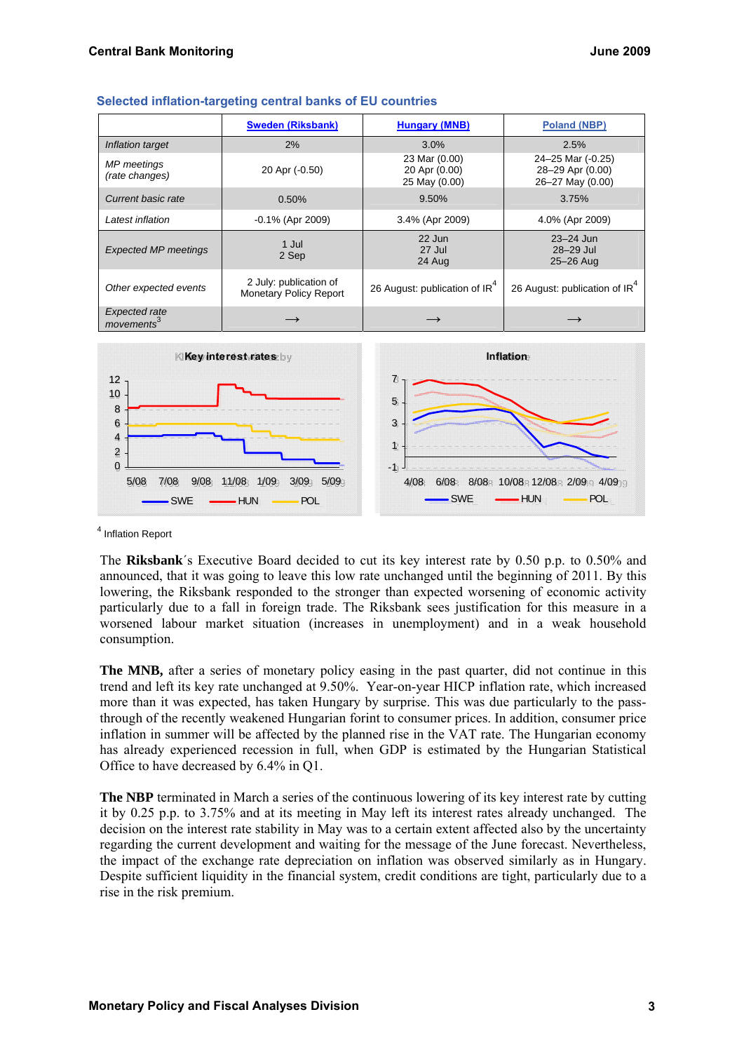### Selected inflation-targeting central banks of EU countries

| | Sweden (Riksbank) | Hungary (MNB) | Poland (NBP) |
|---|---|---|---|
| *Inflation target* | 2% | 3.0% | 2.5% |
| *MP meetings (rate changes)* | 20 Apr (-0.50) | 23 Mar (0.00)<br>20 Apr (0.00)<br>25 May (0.00) | 24–25 Mar (-0.25)<br>28–29 Apr (0.00)<br>26–27 May (0.00) |
| *Current basic rate* | 0.50% | 9.50% | 3.75% |
| *Latest inflation* | -0.1% (Apr 2009) | 3.4% (Apr 2009) | 4.0% (Apr 2009) |
| *Expected MP meetings* | 1 Jul<br>2 Sep | 22 Jun<br>27 Jul<br>24 Aug | 23–24 Jun<br>28–29 Jul<br>25–26 Aug |
| *Other expected events* | 2 July: publication of Monetary Policy Report | 26 August: publication of IR[4] | 26 August: publication of IR[4] |
| *Expected rate movements*[3] | → | → | → |

**Key interest rates**

**Inflation**

[4] Inflation Report

The **Riksbank**´s Executive Board decided to cut its key interest rate by 0.50 p.p. to 0.50% and announced, that it was going to leave this low rate unchanged until the beginning of 2011. By this lowering, the Riksbank responded to the stronger than expected worsening of economic activity particularly due to a fall in foreign trade. The Riksbank sees justification for this measure in a worsened labour market situation (increases in unemployment) and in a weak household consumption.

**The MNB,** after a series of monetary policy easing in the past quarter, did not continue in this trend and left its key rate unchanged at 9.50%. Year-on-year HICP inflation rate, which increased more than it was expected, has taken Hungary by surprise. This was due particularly to the pass-through of the recently weakened Hungarian forint to consumer prices. In addition, consumer price inflation in summer will be affected by the planned rise in the VAT rate. The Hungarian economy has already experienced recession in full, when GDP is estimated by the Hungarian Statistical Office to have decreased by 6.4% in Q1.

**The NBP** terminated in March a series of the continuous lowering of its key interest rate by cutting it by 0.25 p.p. to 3.75% and at its meeting in May left its interest rates already unchanged. The decision on the interest rate stability in May was to a certain extent affected also by the uncertainty regarding the current development and waiting for the message of the June forecast. Nevertheless, the impact of the exchange rate depreciation on inflation was observed similarly as in Hungary. Despite sufficient liquidity in the financial system, credit conditions are tight, particularly due to a rise in the risk premium.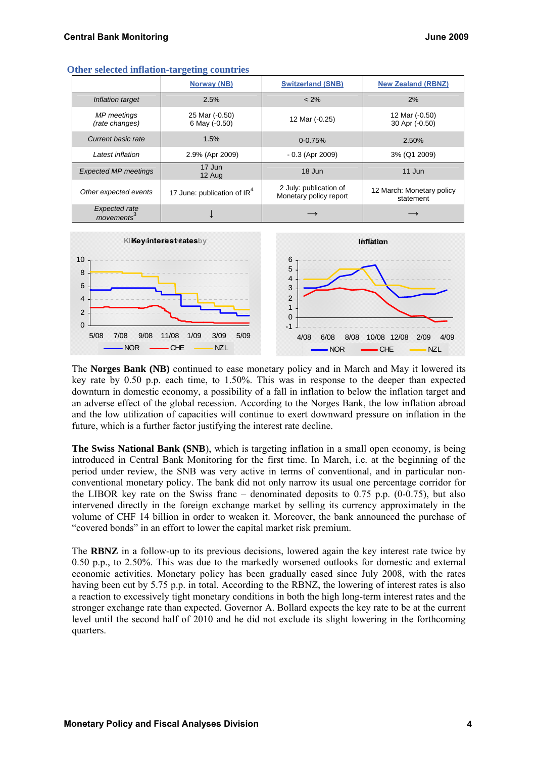## Other selected inflation-targeting countries

| | Norway (NB) | Switzerland (SNB) | New Zealand (RBNZ) |
|---|---|---|---|
| *Inflation target* | 2.5% | < 2% | 2% |
| *MP meetings (rate changes)* | 25 Mar (-0.50) 6 May (-0.50) | 12 Mar (-0.25) | 12 Mar (-0.50) 30 Apr (-0.50) |
| *Current basic rate* | 1.5% | 0-0.75% | 2.50% |
| *Latest inflation* | 2.9% (Apr 2009) | - 0.3 (Apr 2009) | 3% (Q1 2009) |
| *Expected MP meetings* | 17 Jun 12 Aug | 18 Jun | 11 Jun |
| *Other expected events* | 17 June: publication of IR[4] | 2 July: publication of Monetary policy report | 12 March: Monetary policy statement |
| *Expected rate movements*[3] | ↓ | → | → |

The **Norges Bank (NB)** continued to ease monetary policy and in March and May it lowered its key rate by 0.50 p.p. each time, to 1.50%. This was in response to the deeper than expected downturn in domestic economy, a possibility of a fall in inflation to below the inflation target and an adverse effect of the global recession. According to the Norges Bank, the low inflation abroad and the low utilization of capacities will continue to exert downward pressure on inflation in the future, which is a further factor justifying the interest rate decline.

**The Swiss National Bank (SNB)**, which is targeting inflation in a small open economy, is being introduced in Central Bank Monitoring for the first time. In March, i.e. at the beginning of the period under review, the SNB was very active in terms of conventional, and in particular non-conventional monetary policy. The bank did not only narrow its usual one percentage corridor for the LIBOR key rate on the Swiss franc – denominated deposits to 0.75 p.p. (0-0.75), but also intervened directly in the foreign exchange market by selling its currency approximately in the volume of CHF 14 billion in order to weaken it. Moreover, the bank announced the purchase of "covered bonds" in an effort to lower the capital market risk premium.

The **RBNZ** in a follow-up to its previous decisions, lowered again the key interest rate twice by 0.50 p.p., to 2.50%. This was due to the markedly worsened outlooks for domestic and external economic activities. Monetary policy has been gradually eased since July 2008, with the rates having been cut by 5.75 p.p. in total. According to the RBNZ, the lowering of interest rates is also a reaction to excessively tight monetary conditions in both the high long-term interest rates and the stronger exchange rate than expected. Governor A. Bollard expects the key rate to be at the current level until the second half of 2010 and he did not exclude its slight lowering in the forthcoming quarters.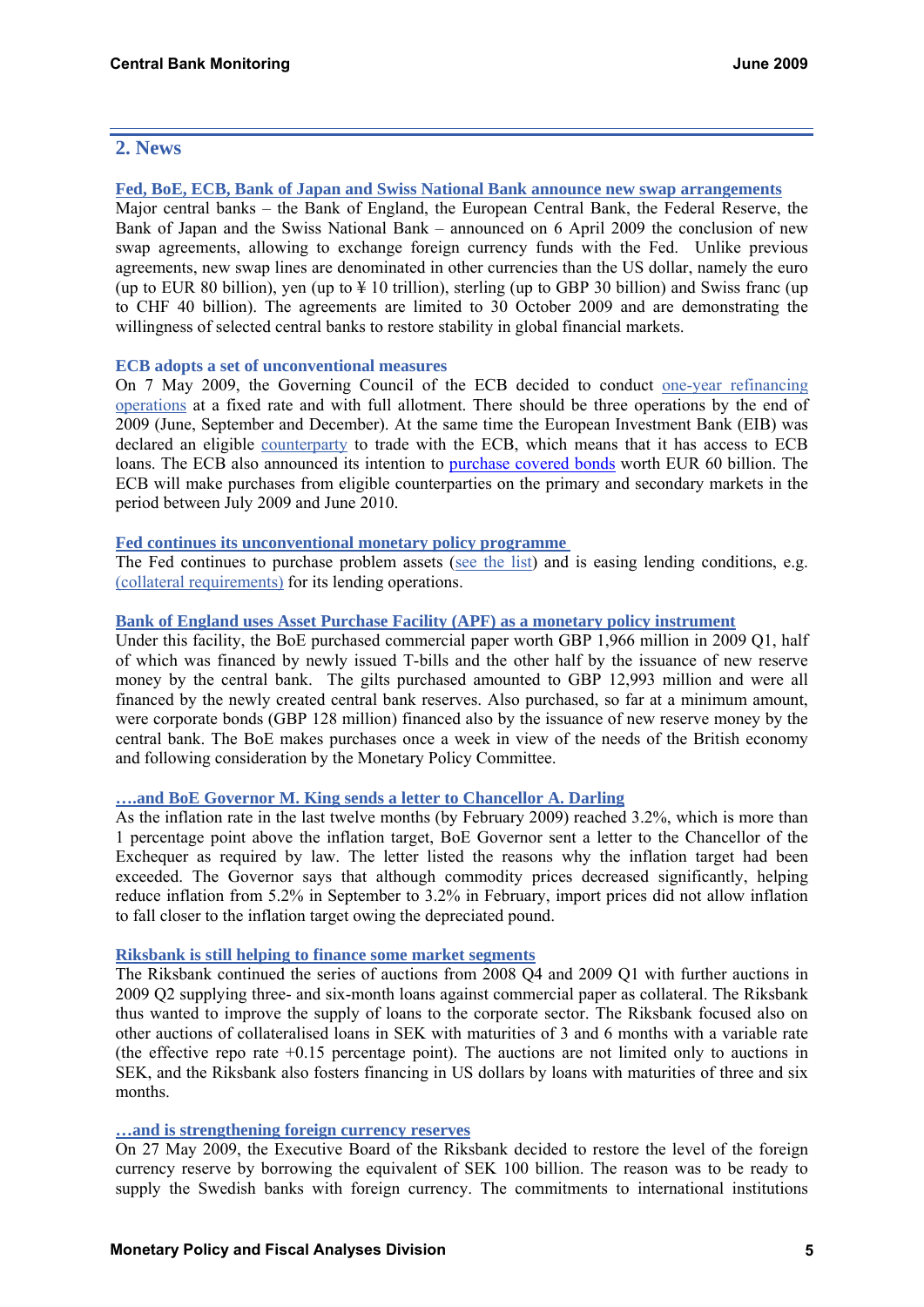## 2. News

**Fed, BoE, ECB, Bank of Japan and Swiss National Bank announce new swap arrangements**

Major central banks – the Bank of England, the European Central Bank, the Federal Reserve, the Bank of Japan and the Swiss National Bank – announced on 6 April 2009 the conclusion of new swap agreements, allowing to exchange foreign currency funds with the Fed. Unlike previous agreements, new swap lines are denominated in other currencies than the US dollar, namely the euro (up to EUR 80 billion), yen (up to ¥ 10 trillion), sterling (up to GBP 30 billion) and Swiss franc (up to CHF 40 billion). The agreements are limited to 30 October 2009 and are demonstrating the willingness of selected central banks to restore stability in global financial markets.

**ECB adopts a set of unconventional measures**

On 7 May 2009, the Governing Council of the ECB decided to conduct one-year refinancing operations at a fixed rate and with full allotment. There should be three operations by the end of 2009 (June, September and December). At the same time the European Investment Bank (EIB) was declared an eligible counterparty to trade with the ECB, which means that it has access to ECB loans. The ECB also announced its intention to purchase covered bonds worth EUR 60 billion. The ECB will make purchases from eligible counterparties on the primary and secondary markets in the period between July 2009 and June 2010.

**Fed continues its unconventional monetary policy programme**

The Fed continues to purchase problem assets (see the list) and is easing lending conditions, e.g. (collateral requirements) for its lending operations.

**Bank of England uses Asset Purchase Facility (APF) as a monetary policy instrument**

Under this facility, the BoE purchased commercial paper worth GBP 1,966 million in 2009 Q1, half of which was financed by newly issued T-bills and the other half by the issuance of new reserve money by the central bank. The gilts purchased amounted to GBP 12,993 million and were all financed by the newly created central bank reserves. Also purchased, so far at a minimum amount, were corporate bonds (GBP 128 million) financed also by the issuance of new reserve money by the central bank. The BoE makes purchases once a week in view of the needs of the British economy and following consideration by the Monetary Policy Committee.

**….and BoE Governor M. King sends a letter to Chancellor A. Darling**

As the inflation rate in the last twelve months (by February 2009) reached 3.2%, which is more than 1 percentage point above the inflation target, BoE Governor sent a letter to the Chancellor of the Exchequer as required by law. The letter listed the reasons why the inflation target had been exceeded. The Governor says that although commodity prices decreased significantly, helping reduce inflation from 5.2% in September to 3.2% in February, import prices did not allow inflation to fall closer to the inflation target owing the depreciated pound.

**Riksbank is still helping to finance some market segments**

The Riksbank continued the series of auctions from 2008 Q4 and 2009 Q1 with further auctions in 2009 Q2 supplying three- and six-month loans against commercial paper as collateral. The Riksbank thus wanted to improve the supply of loans to the corporate sector. The Riksbank focused also on other auctions of collateralised loans in SEK with maturities of 3 and 6 months with a variable rate (the effective repo rate +0.15 percentage point). The auctions are not limited only to auctions in SEK, and the Riksbank also fosters financing in US dollars by loans with maturities of three and six months.

**…and is strengthening foreign currency reserves**

On 27 May 2009, the Executive Board of the Riksbank decided to restore the level of the foreign currency reserve by borrowing the equivalent of SEK 100 billion. The reason was to be ready to supply the Swedish banks with foreign currency. The commitments to international institutions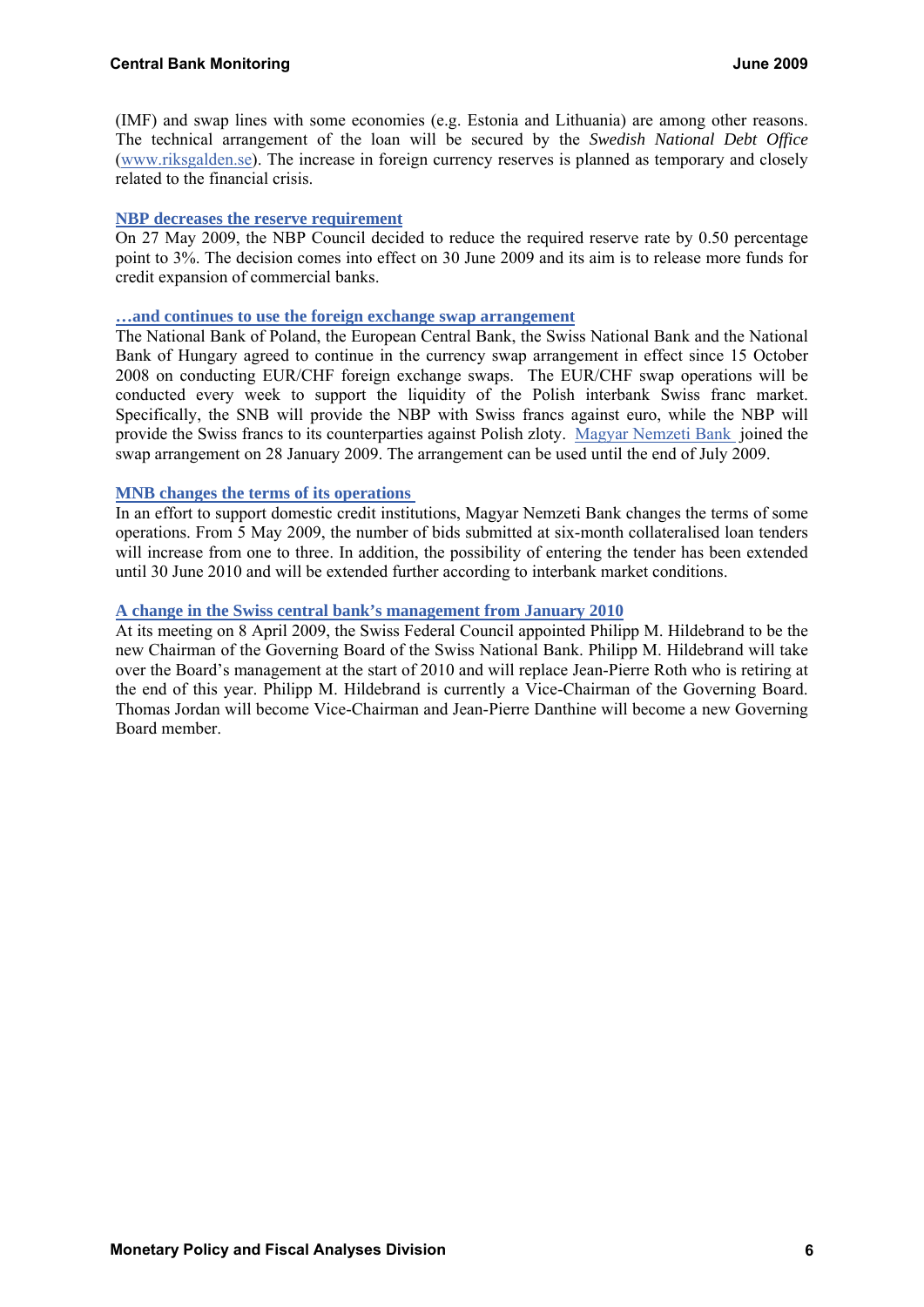(IMF) and swap lines with some economies (e.g. Estonia and Lithuania) are among other reasons. The technical arrangement of the loan will be secured by the *Swedish National Debt Office* (www.riksgalden.se). The increase in foreign currency reserves is planned as temporary and closely related to the financial crisis.

### NBP decreases the reserve requirement

On 27 May 2009, the NBP Council decided to reduce the required reserve rate by 0.50 percentage point to 3%. The decision comes into effect on 30 June 2009 and its aim is to release more funds for credit expansion of commercial banks.

### …and continues to use the foreign exchange swap arrangement

The National Bank of Poland, the European Central Bank, the Swiss National Bank and the National Bank of Hungary agreed to continue in the currency swap arrangement in effect since 15 October 2008 on conducting EUR/CHF foreign exchange swaps. The EUR/CHF swap operations will be conducted every week to support the liquidity of the Polish interbank Swiss franc market. Specifically, the SNB will provide the NBP with Swiss francs against euro, while the NBP will provide the Swiss francs to its counterparties against Polish zloty. Magyar Nemzeti Bank joined the swap arrangement on 28 January 2009. The arrangement can be used until the end of July 2009.

### MNB changes the terms of its operations

In an effort to support domestic credit institutions, Magyar Nemzeti Bank changes the terms of some operations. From 5 May 2009, the number of bids submitted at six-month collateralised loan tenders will increase from one to three. In addition, the possibility of entering the tender has been extended until 30 June 2010 and will be extended further according to interbank market conditions.

### A change in the Swiss central bank's management from January 2010

At its meeting on 8 April 2009, the Swiss Federal Council appointed Philipp M. Hildebrand to be the new Chairman of the Governing Board of the Swiss National Bank. Philipp M. Hildebrand will take over the Board's management at the start of 2010 and will replace Jean-Pierre Roth who is retiring at the end of this year. Philipp M. Hildebrand is currently a Vice-Chairman of the Governing Board. Thomas Jordan will become Vice-Chairman and Jean-Pierre Danthine will become a new Governing Board member.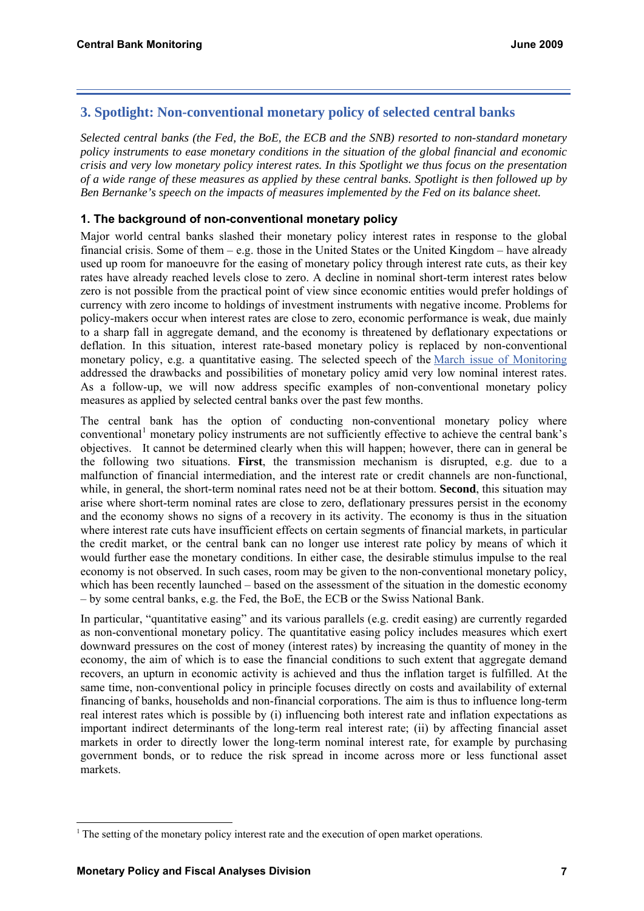## 3. Spotlight: Non-conventional monetary policy of selected central banks

*Selected central banks (the Fed, the BoE, the ECB and the SNB) resorted to non-standard monetary policy instruments to ease monetary conditions in the situation of the global financial and economic crisis and very low monetary policy interest rates. In this Spotlight we thus focus on the presentation of a wide range of these measures as applied by these central banks. Spotlight is then followed up by Ben Bernanke's speech on the impacts of measures implemented by the Fed on its balance sheet.*

### 1. The background of non-conventional monetary policy

Major world central banks slashed their monetary policy interest rates in response to the global financial crisis. Some of them – e.g. those in the United States or the United Kingdom – have already used up room for manoeuvre for the easing of monetary policy through interest rate cuts, as their key rates have already reached levels close to zero. A decline in nominal short-term interest rates below zero is not possible from the practical point of view since economic entities would prefer holdings of currency with zero income to holdings of investment instruments with negative income. Problems for policy-makers occur when interest rates are close to zero, economic performance is weak, due mainly to a sharp fall in aggregate demand, and the economy is threatened by deflationary expectations or deflation. In this situation, interest rate-based monetary policy is replaced by non-conventional monetary policy, e.g. a quantitative easing. The selected speech of the March issue of Monitoring addressed the drawbacks and possibilities of monetary policy amid very low nominal interest rates. As a follow-up, we will now address specific examples of non-conventional monetary policy measures as applied by selected central banks over the past few months.

The central bank has the option of conducting non-conventional monetary policy where conventional[1] monetary policy instruments are not sufficiently effective to achieve the central bank's objectives. It cannot be determined clearly when this will happen; however, there can in general be the following two situations. **First**, the transmission mechanism is disrupted, e.g. due to a malfunction of financial intermediation, and the interest rate or credit channels are non-functional, while, in general, the short-term nominal rates need not be at their bottom. **Second**, this situation may arise where short-term nominal rates are close to zero, deflationary pressures persist in the economy and the economy shows no signs of a recovery in its activity. The economy is thus in the situation where interest rate cuts have insufficient effects on certain segments of financial markets, in particular the credit market, or the central bank can no longer use interest rate policy by means of which it would further ease the monetary conditions. In either case, the desirable stimulus impulse to the real economy is not observed. In such cases, room may be given to the non-conventional monetary policy, which has been recently launched – based on the assessment of the situation in the domestic economy – by some central banks, e.g. the Fed, the BoE, the ECB or the Swiss National Bank.

In particular, "quantitative easing" and its various parallels (e.g. credit easing) are currently regarded as non-conventional monetary policy. The quantitative easing policy includes measures which exert downward pressures on the cost of money (interest rates) by increasing the quantity of money in the economy, the aim of which is to ease the financial conditions to such extent that aggregate demand recovers, an upturn in economic activity is achieved and thus the inflation target is fulfilled. At the same time, non-conventional policy in principle focuses directly on costs and availability of external financing of banks, households and non-financial corporations. The aim is thus to influence long-term real interest rates which is possible by (i) influencing both interest rate and inflation expectations as important indirect determinants of the long-term real interest rate; (ii) by affecting financial asset markets in order to directly lower the long-term nominal interest rate, for example by purchasing government bonds, or to reduce the risk spread in income across more or less functional asset markets.

[1] The setting of the monetary policy interest rate and the execution of open market operations.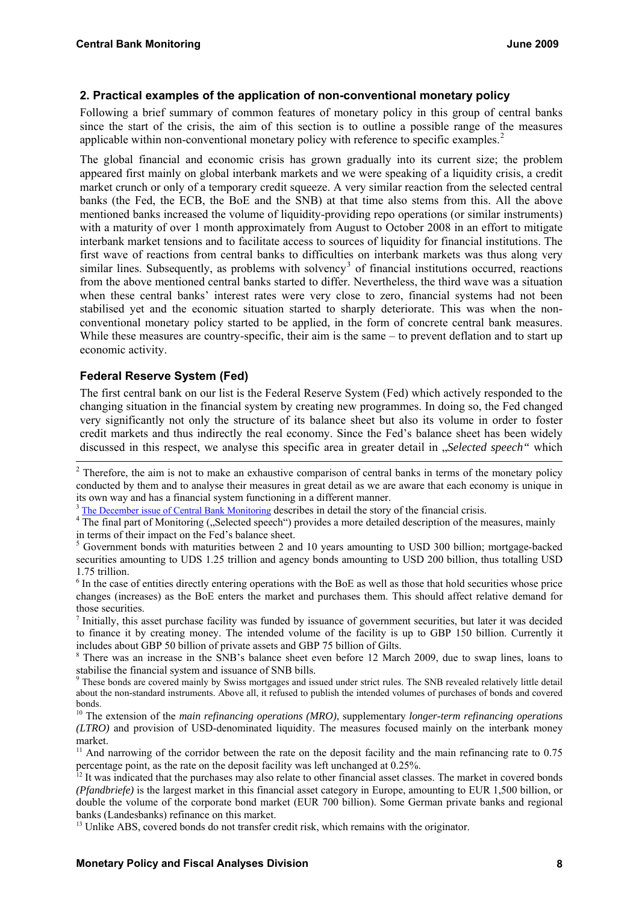## 2. Practical examples of the application of non-conventional monetary policy

Following a brief summary of common features of monetary policy in this group of central banks since the start of the crisis, the aim of this section is to outline a possible range of the measures applicable within non-conventional monetary policy with reference to specific examples.[2]

The global financial and economic crisis has grown gradually into its current size; the problem appeared first mainly on global interbank markets and we were speaking of a liquidity crisis, a credit market crunch or only of a temporary credit squeeze. A very similar reaction from the selected central banks (the Fed, the ECB, the BoE and the SNB) at that time also stems from this. All the above mentioned banks increased the volume of liquidity-providing repo operations (or similar instruments) with a maturity of over 1 month approximately from August to October 2008 in an effort to mitigate interbank market tensions and to facilitate access to sources of liquidity for financial institutions. The first wave of reactions from central banks to difficulties on interbank markets was thus along very similar lines. Subsequently, as problems with solvency[3] of financial institutions occurred, reactions from the above mentioned central banks started to differ. Nevertheless, the third wave was a situation when these central banks' interest rates were very close to zero, financial systems had not been stabilised yet and the economic situation started to sharply deteriorate. This was when the non-conventional monetary policy started to be applied, in the form of concrete central bank measures. While these measures are country-specific, their aim is the same – to prevent deflation and to start up economic activity.

### Federal Reserve System (Fed)

The first central bank on our list is the Federal Reserve System (Fed) which actively responded to the changing situation in the financial system by creating new programmes. In doing so, the Fed changed very significantly not only the structure of its balance sheet but also its volume in order to foster credit markets and thus indirectly the real economy. Since the Fed's balance sheet has been widely discussed in this respect, we analyse this specific area in greater detail in „*Selected speech*" which

---

[2] Therefore, the aim is not to make an exhaustive comparison of central banks in terms of the monetary policy conducted by them and to analyse their measures in great detail as we are aware that each economy is unique in its own way and has a financial system functioning in a different manner.

[3] The December issue of Central Bank Monitoring describes in detail the story of the financial crisis.

[4] The final part of Monitoring („Selected speech") provides a more detailed description of the measures, mainly in terms of their impact on the Fed's balance sheet.

[5] Government bonds with maturities between 2 and 10 years amounting to USD 300 billion; mortgage-backed securities amounting to UDS 1.25 trillion and agency bonds amounting to USD 200 billion, thus totalling USD 1.75 trillion.

[6] In the case of entities directly entering operations with the BoE as well as those that hold securities whose price changes (increases) as the BoE enters the market and purchases them. This should affect relative demand for those securities.

[7] Initially, this asset purchase facility was funded by issuance of government securities, but later it was decided to finance it by creating money. The intended volume of the facility is up to GBP 150 billion. Currently it includes about GBP 50 billion of private assets and GBP 75 billion of Gilts.

[8] There was an increase in the SNB's balance sheet even before 12 March 2009, due to swap lines, loans to stabilise the financial system and issuance of SNB bills.

[9] These bonds are covered mainly by Swiss mortgages and issued under strict rules. The SNB revealed relatively little detail about the non-standard instruments. Above all, it refused to publish the intended volumes of purchases of bonds and covered bonds.

[10] The extension of the *main refinancing operations (MRO)*, supplementary *longer-term refinancing operations (LTRO)* and provision of USD-denominated liquidity. The measures focused mainly on the interbank money market.

[11] And narrowing of the corridor between the rate on the deposit facility and the main refinancing rate to 0.75 percentage point, as the rate on the deposit facility was left unchanged at 0.25%.

[12] It was indicated that the purchases may also relate to other financial asset classes. The market in covered bonds *(Pfandbriefe)* is the largest market in this financial asset category in Europe, amounting to EUR 1,500 billion, or double the volume of the corporate bond market (EUR 700 billion). Some German private banks and regional banks (Landesbanks) refinance on this market.

[13] Unlike ABS, covered bonds do not transfer credit risk, which remains with the originator.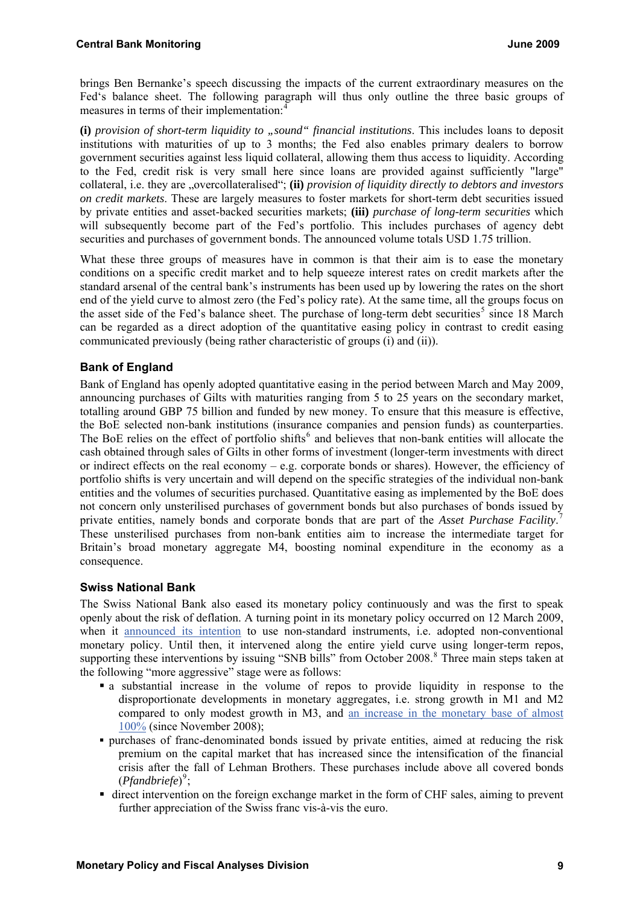brings Ben Bernanke's speech discussing the impacts of the current extraordinary measures on the Fed's balance sheet. The following paragraph will thus only outline the three basic groups of measures in terms of their implementation:[4]

**(i)** *provision of short-term liquidity to „sound" financial institutions*. This includes loans to deposit institutions with maturities of up to 3 months; the Fed also enables primary dealers to borrow government securities against less liquid collateral, allowing them thus access to liquidity. According to the Fed, credit risk is very small here since loans are provided against sufficiently "large" collateral, i.e. they are „overcollateralised"; **(ii)** *provision of liquidity directly to debtors and investors on credit markets*. These are largely measures to foster markets for short-term debt securities issued by private entities and asset-backed securities markets; **(iii)** *purchase of long-term securities* which will subsequently become part of the Fed's portfolio. This includes purchases of agency debt securities and purchases of government bonds. The announced volume totals USD 1.75 trillion.

What these three groups of measures have in common is that their aim is to ease the monetary conditions on a specific credit market and to help squeeze interest rates on credit markets after the standard arsenal of the central bank's instruments has been used up by lowering the rates on the short end of the yield curve to almost zero (the Fed's policy rate). At the same time, all the groups focus on the asset side of the Fed's balance sheet. The purchase of long-term debt securities[5] since 18 March can be regarded as a direct adoption of the quantitative easing policy in contrast to credit easing communicated previously (being rather characteristic of groups (i) and (ii)).

### Bank of England

Bank of England has openly adopted quantitative easing in the period between March and May 2009, announcing purchases of Gilts with maturities ranging from 5 to 25 years on the secondary market, totalling around GBP 75 billion and funded by new money. To ensure that this measure is effective, the BoE selected non-bank institutions (insurance companies and pension funds) as counterparties. The BoE relies on the effect of portfolio shifts[6] and believes that non-bank entities will allocate the cash obtained through sales of Gilts in other forms of investment (longer-term investments with direct or indirect effects on the real economy – e.g. corporate bonds or shares). However, the efficiency of portfolio shifts is very uncertain and will depend on the specific strategies of the individual non-bank entities and the volumes of securities purchased. Quantitative easing as implemented by the BoE does not concern only unsterilised purchases of government bonds but also purchases of bonds issued by private entities, namely bonds and corporate bonds that are part of the *Asset Purchase Facility*.[7] These unsterilised purchases from non-bank entities aim to increase the intermediate target for Britain's broad monetary aggregate M4, boosting nominal expenditure in the economy as a consequence.

### Swiss National Bank

The Swiss National Bank also eased its monetary policy continuously and was the first to speak openly about the risk of deflation. A turning point in its monetary policy occurred on 12 March 2009, when it announced its intention to use non-standard instruments, i.e. adopted non-conventional monetary policy. Until then, it intervened along the entire yield curve using longer-term repos, supporting these interventions by issuing "SNB bills" from October 2008.[8] Three main steps taken at the following "more aggressive" stage were as follows:

- a substantial increase in the volume of repos to provide liquidity in response to the disproportionate developments in monetary aggregates, i.e. strong growth in M1 and M2 compared to only modest growth in M3, and an increase in the monetary base of almost 100% (since November 2008);
- purchases of franc-denominated bonds issued by private entities, aimed at reducing the risk premium on the capital market that has increased since the intensification of the financial crisis after the fall of Lehman Brothers. These purchases include above all covered bonds (*Pfandbriefe*)[9];
- direct intervention on the foreign exchange market in the form of CHF sales, aiming to prevent further appreciation of the Swiss franc vis-à-vis the euro.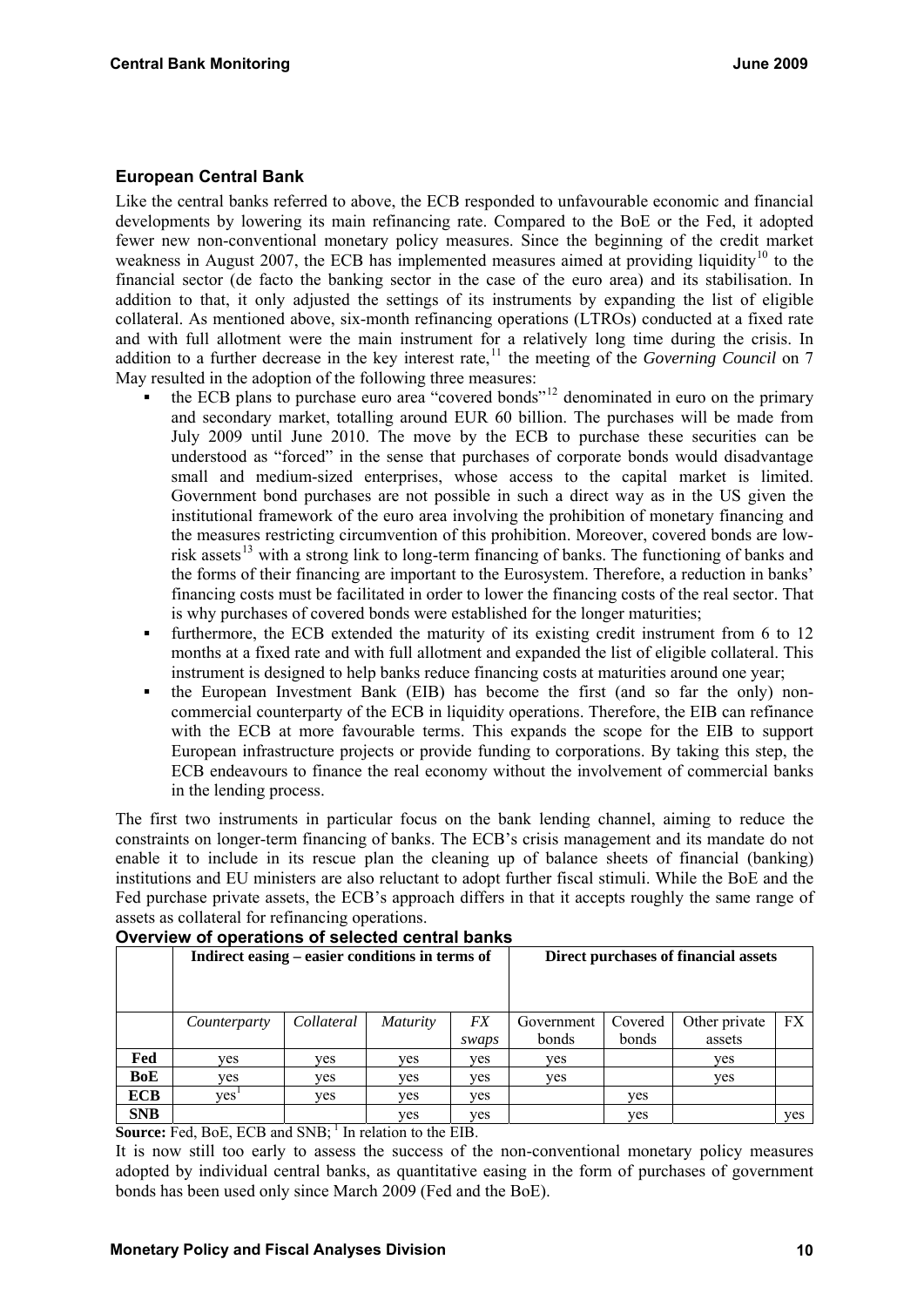## European Central Bank

Like the central banks referred to above, the ECB responded to unfavourable economic and financial developments by lowering its main refinancing rate. Compared to the BoE or the Fed, it adopted fewer new non-conventional monetary policy measures. Since the beginning of the credit market weakness in August 2007, the ECB has implemented measures aimed at providing liquidity[10] to the financial sector (de facto the banking sector in the case of the euro area) and its stabilisation. In addition to that, it only adjusted the settings of its instruments by expanding the list of eligible collateral. As mentioned above, six-month refinancing operations (LTROs) conducted at a fixed rate and with full allotment were the main instrument for a relatively long time during the crisis. In addition to a further decrease in the key interest rate,[11] the meeting of the *Governing Council* on 7 May resulted in the adoption of the following three measures:

- the ECB plans to purchase euro area "covered bonds"[12] denominated in euro on the primary and secondary market, totalling around EUR 60 billion. The purchases will be made from July 2009 until June 2010. The move by the ECB to purchase these securities can be understood as "forced" in the sense that purchases of corporate bonds would disadvantage small and medium-sized enterprises, whose access to the capital market is limited. Government bond purchases are not possible in such a direct way as in the US given the institutional framework of the euro area involving the prohibition of monetary financing and the measures restricting circumvention of this prohibition. Moreover, covered bonds are low-risk assets[13] with a strong link to long-term financing of banks. The functioning of banks and the forms of their financing are important to the Eurosystem. Therefore, a reduction in banks' financing costs must be facilitated in order to lower the financing costs of the real sector. That is why purchases of covered bonds were established for the longer maturities;
- furthermore, the ECB extended the maturity of its existing credit instrument from 6 to 12 months at a fixed rate and with full allotment and expanded the list of eligible collateral. This instrument is designed to help banks reduce financing costs at maturities around one year;
- the European Investment Bank (EIB) has become the first (and so far the only) non-commercial counterparty of the ECB in liquidity operations. Therefore, the EIB can refinance with the ECB at more favourable terms. This expands the scope for the EIB to support European infrastructure projects or provide funding to corporations. By taking this step, the ECB endeavours to finance the real economy without the involvement of commercial banks in the lending process.

The first two instruments in particular focus on the bank lending channel, aiming to reduce the constraints on longer-term financing of banks. The ECB's crisis management and its mandate do not enable it to include in its rescue plan the cleaning up of balance sheets of financial (banking) institutions and EU ministers are also reluctant to adopt further fiscal stimuli. While the BoE and the Fed purchase private assets, the ECB's approach differs in that it accepts roughly the same range of assets as collateral for refinancing operations.

**Overview of operations of selected central banks**

| | **Indirect easing – easier conditions in terms of** | | | | **Direct purchases of financial assets** | | | |
|---|---|---|---|---|---|---|---|---|
| | *Counterparty* | *Collateral* | *Maturity* | *FX swaps* | Government bonds | Covered bonds | Other private assets | FX |
| **Fed** | yes | yes | yes | yes | yes | | yes | |
| **BoE** | yes | yes | yes | yes | yes | | yes | |
| **ECB** | yes[1] | yes | yes | yes | | yes | | |
| **SNB** | | | yes | yes | | yes | | yes |

**Source:** Fed, BoE, ECB and SNB; [1] In relation to the EIB.

It is now still too early to assess the success of the non-conventional monetary policy measures adopted by individual central banks, as quantitative easing in the form of purchases of government bonds has been used only since March 2009 (Fed and the BoE).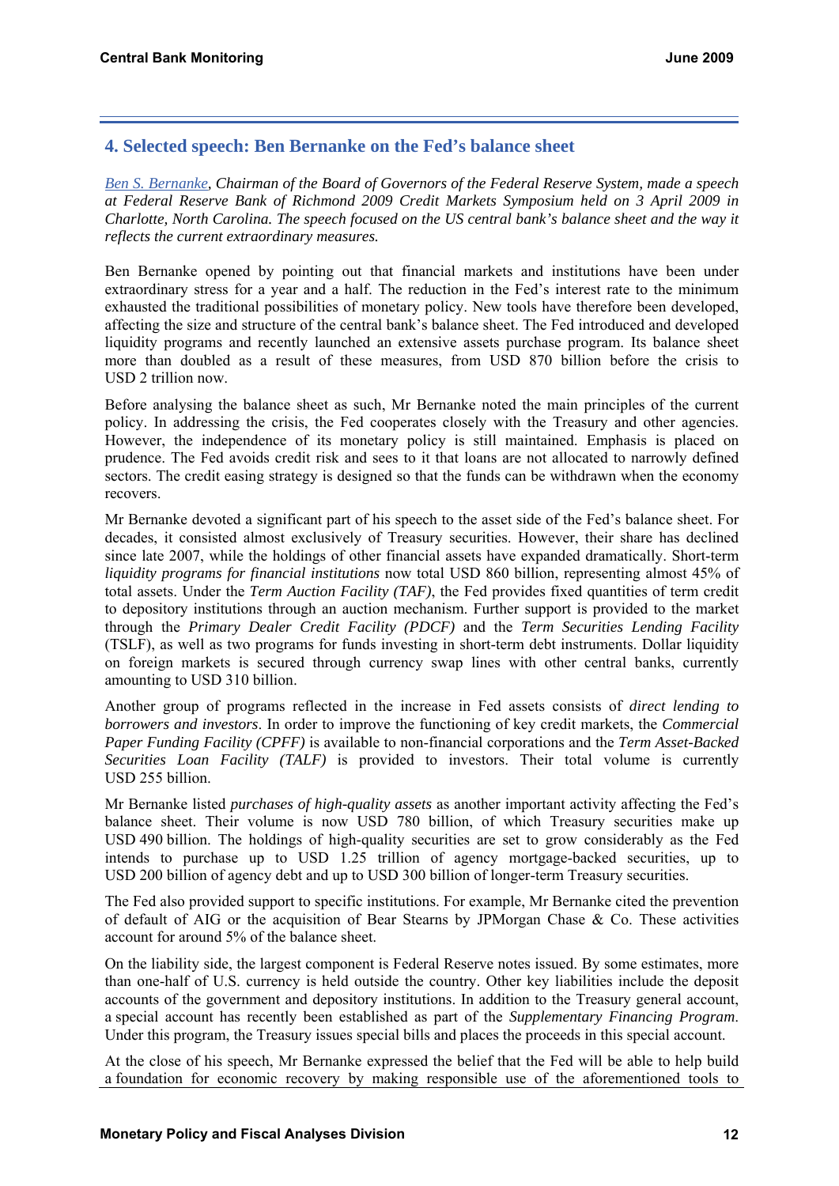## 4. Selected speech: Ben Bernanke on the Fed's balance sheet

*Ben S. Bernanke, Chairman of the Board of Governors of the Federal Reserve System, made a speech at Federal Reserve Bank of Richmond 2009 Credit Markets Symposium held on 3 April 2009 in Charlotte, North Carolina. The speech focused on the US central bank's balance sheet and the way it reflects the current extraordinary measures.*

Ben Bernanke opened by pointing out that financial markets and institutions have been under extraordinary stress for a year and a half. The reduction in the Fed's interest rate to the minimum exhausted the traditional possibilities of monetary policy. New tools have therefore been developed, affecting the size and structure of the central bank's balance sheet. The Fed introduced and developed liquidity programs and recently launched an extensive assets purchase program. Its balance sheet more than doubled as a result of these measures, from USD 870 billion before the crisis to USD 2 trillion now.

Before analysing the balance sheet as such, Mr Bernanke noted the main principles of the current policy. In addressing the crisis, the Fed cooperates closely with the Treasury and other agencies. However, the independence of its monetary policy is still maintained. Emphasis is placed on prudence. The Fed avoids credit risk and sees to it that loans are not allocated to narrowly defined sectors. The credit easing strategy is designed so that the funds can be withdrawn when the economy recovers.

Mr Bernanke devoted a significant part of his speech to the asset side of the Fed's balance sheet. For decades, it consisted almost exclusively of Treasury securities. However, their share has declined since late 2007, while the holdings of other financial assets have expanded dramatically. Short-term *liquidity programs for financial institutions* now total USD 860 billion, representing almost 45% of total assets. Under the *Term Auction Facility (TAF)*, the Fed provides fixed quantities of term credit to depository institutions through an auction mechanism. Further support is provided to the market through the *Primary Dealer Credit Facility (PDCF)* and the *Term Securities Lending Facility* (TSLF), as well as two programs for funds investing in short-term debt instruments. Dollar liquidity on foreign markets is secured through currency swap lines with other central banks, currently amounting to USD 310 billion.

Another group of programs reflected in the increase in Fed assets consists of *direct lending to borrowers and investors*. In order to improve the functioning of key credit markets, the *Commercial Paper Funding Facility (CPFF)* is available to non-financial corporations and the *Term Asset-Backed Securities Loan Facility (TALF)* is provided to investors. Their total volume is currently USD 255 billion.

Mr Bernanke listed *purchases of high-quality assets* as another important activity affecting the Fed's balance sheet. Their volume is now USD 780 billion, of which Treasury securities make up USD 490 billion. The holdings of high-quality securities are set to grow considerably as the Fed intends to purchase up to USD 1.25 trillion of agency mortgage-backed securities, up to USD 200 billion of agency debt and up to USD 300 billion of longer-term Treasury securities.

The Fed also provided support to specific institutions. For example, Mr Bernanke cited the prevention of default of AIG or the acquisition of Bear Stearns by JPMorgan Chase & Co. These activities account for around 5% of the balance sheet.

On the liability side, the largest component is Federal Reserve notes issued. By some estimates, more than one-half of U.S. currency is held outside the country. Other key liabilities include the deposit accounts of the government and depository institutions. In addition to the Treasury general account, a special account has recently been established as part of the *Supplementary Financing Program*. Under this program, the Treasury issues special bills and places the proceeds in this special account.

At the close of his speech, Mr Bernanke expressed the belief that the Fed will be able to help build a foundation for economic recovery by making responsible use of the aforementioned tools to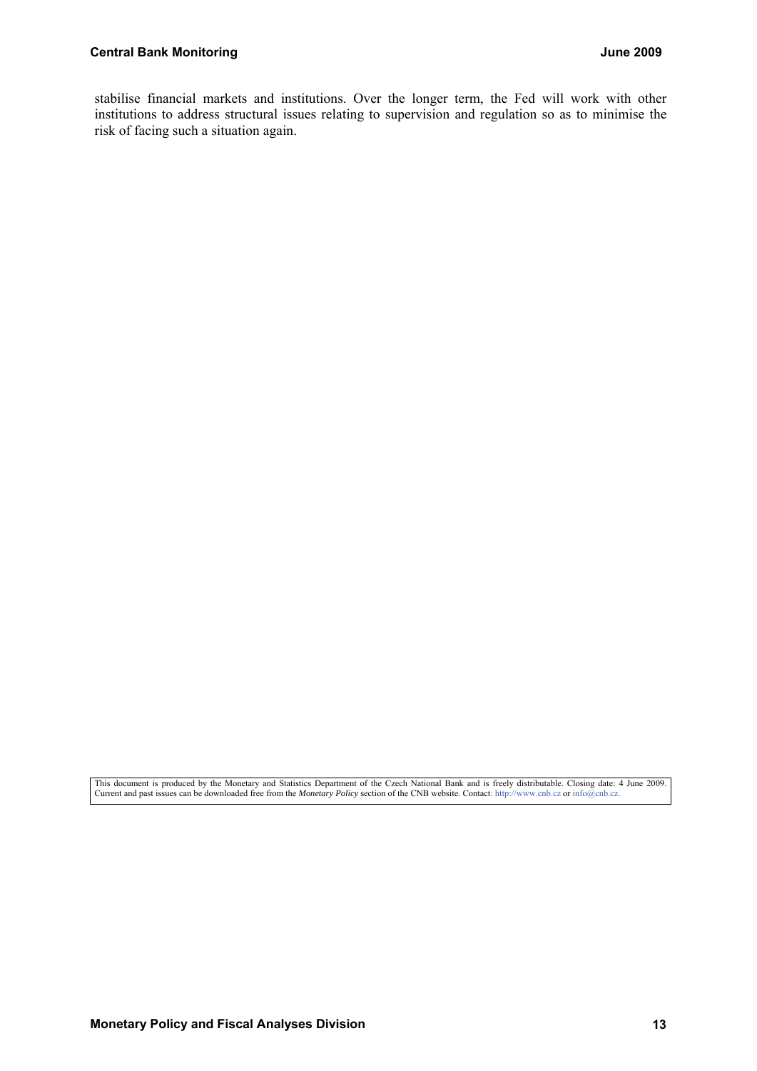stabilise financial markets and institutions. Over the longer term, the Fed will work with other institutions to address structural issues relating to supervision and regulation so as to minimise the risk of facing such a situation again.

This document is produced by the Monetary and Statistics Department of the Czech National Bank and is freely distributable. Closing date: 4 June 2009. Current and past issues can be downloaded free from the *Monetary Policy* section of the CNB website. Contact: http://www.cnb.cz or info@cnb.cz.